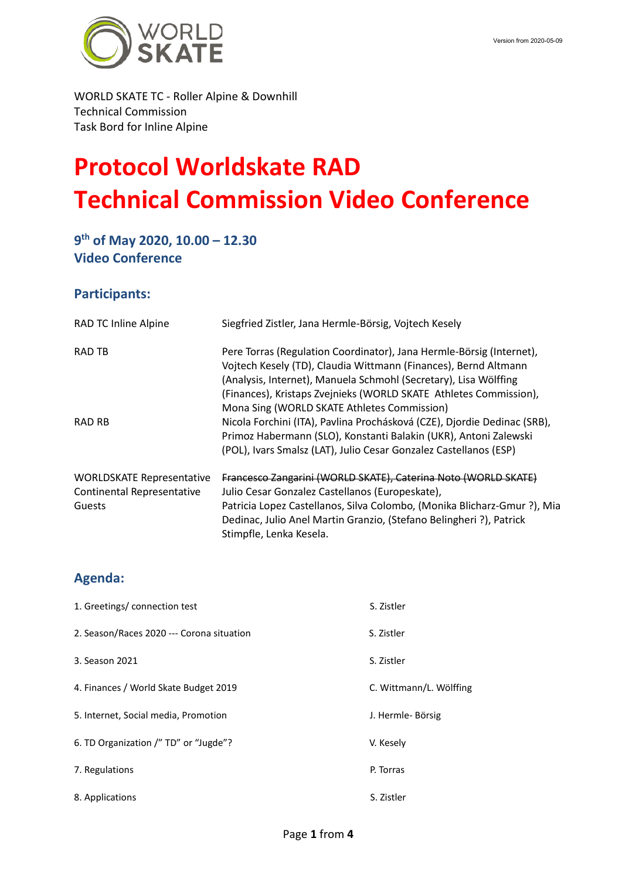WORLD SKATE TC - Roller Alpine & Downhill
Technical Commission
Task Bord for Inline Alpine

Version from 2020-05-09

# Protocol Worldskate RAD Technical Commission Video Conference

### 9th of May 2020, 10.00 – 12.30
### Video Conference

## Participants:

| | |
|---|---|
| RAD TC Inline Alpine | Siegfried Zistler, Jana Hermle-Börsig, Vojtech Kesely |
| RAD TB | Pere Torras (Regulation Coordinator), Jana Hermle-Börsig (Internet), Vojtech Kesely (TD), Claudia Wittmann (Finances), Bernd Altmann (Analysis, Internet), Manuela Schmohl (Secretary), Lisa Wölffing (Finances), Kristaps Zvejnieks (WORLD SKATE Athletes Commission), Mona Sing (WORLD SKATE Athletes Commission) |
| RAD RB | Nicola Forchini (ITA), Pavlina Procházková (CZE), Djordie Dedinac (SRB), Primoz Habermann (SLO), Konstanti Balakin (UKR), Antoni Zalewski (POL), Ivars Smalsz (LAT), Julio Cesar Gonzalez Castellanos (ESP) |
| WORLDSKATE Representative | ~~Francesco Zangarini (WORLD SKATE), Caterina Noto (WORLD SKATE)~~ |
| Continental Representative | Julio Cesar Gonzalez Castellanos (Europeskate), |
| Guests | Patricia Lopez Castellanos, Silva Colombo, (Monika Blicharz-Gmur ?), Mia Dedinac, Julio Anel Martin Granzio, (Stefano Belingheri ?), Patrick Stimpfle, Lenka Kesela. |

## Agenda:

| | |
|---|---|
| 1. Greetings/ connection test | S. Zistler |
| 2. Season/Races 2020 --- Corona situation | S. Zistler |
| 3. Season 2021 | S. Zistler |
| 4. Finances / World Skate Budget 2019 | C. Wittmann/L. Wölffing |
| 5. Internet, Social media, Promotion | J. Hermle- Börsig |
| 6. TD Organization /" TD" or "Jugde"? | V. Kesely |
| 7. Regulations | P. Torras |
| 8. Applications | S. Zistler |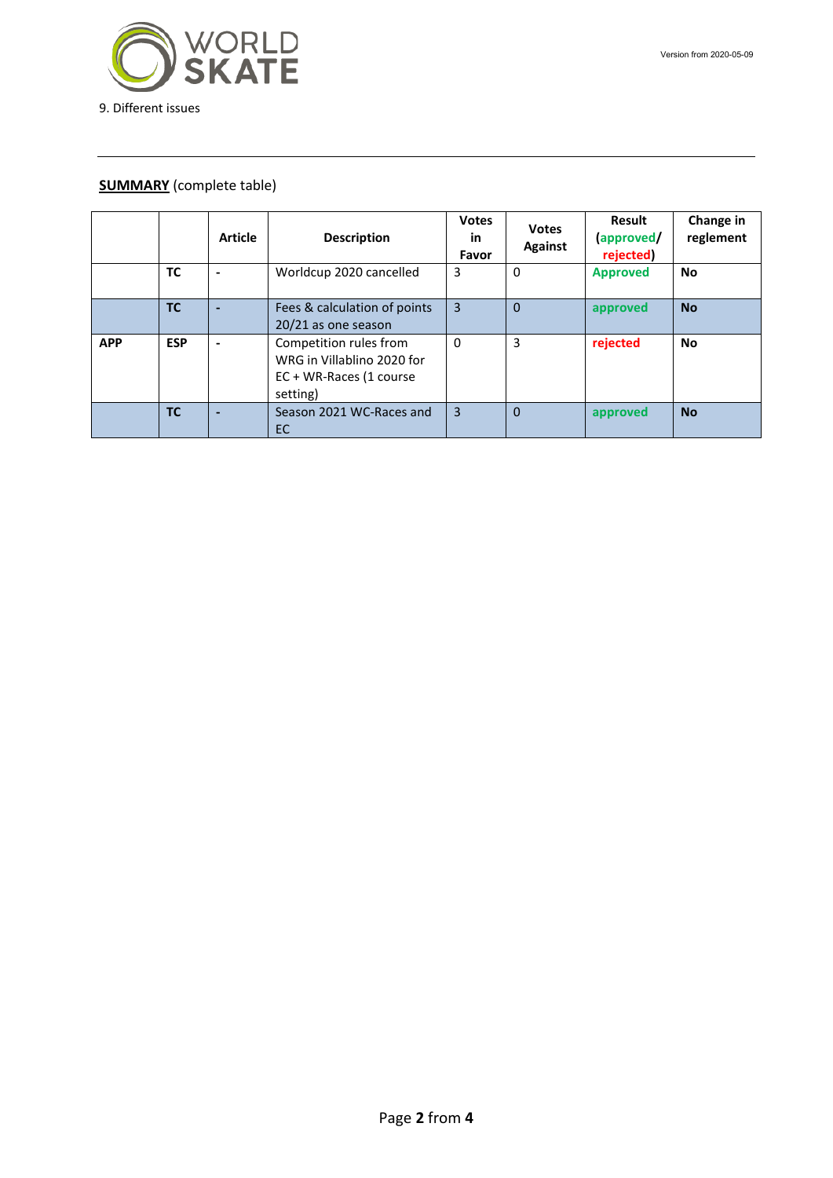9. Different issues

---

**SUMMARY** (complete table)

| | | Article | Description | Votes in Favor | Votes Against | Result (approved/ rejected) | Change in reglement |
|---|---|---|---|---|---|---|---|
| | **TC** | - | Worldcup 2020 cancelled | 3 | 0 | **Approved** | **No** |
| | **TC** | - | Fees & calculation of points 20/21 as one season | 3 | 0 | **approved** | **No** |
| **APP** | **ESP** | - | Competition rules from WRG in Villablino 2020 for EC + WR-Races (1 course setting) | 0 | 3 | **rejected** | **No** |
| | **TC** | - | Season 2021 WC-Races and EC | 3 | 0 | **approved** | **No** |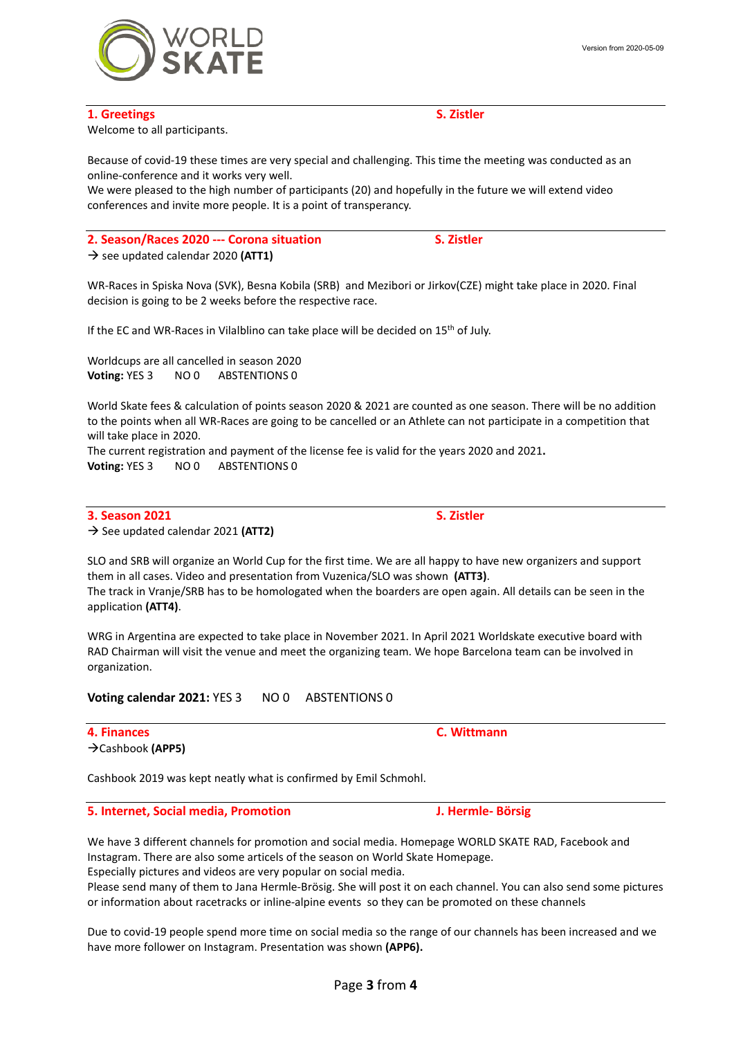## 1. Greetings — S. Zistler

Welcome to all participants.

Because of covid-19 these times are very special and challenging. This time the meeting was conducted as an online-conference and it works very well.
We were pleased to the high number of participants (20) and hopefully in the future we will extend video conferences and invite more people. It is a point of transperancy.

## 2. Season/Races 2020 --- Corona situation — S. Zistler

→ see updated calendar 2020 **(ATT1)**

WR-Races in Spiska Nova (SVK), Besna Kobila (SRB) and Mezibori or Jirkov(CZE) might take place in 2020. Final decision is going to be 2 weeks before the respective race.

If the EC and WR-Races in Vilalblino can take place will be decided on 15th of July.

Worldcups are all cancelled in season 2020
**Voting:** YES 3 NO 0 ABSTENTIONS 0

World Skate fees & calculation of points season 2020 & 2021 are counted as one season. There will be no addition to the points when all WR-Races are going to be cancelled or an Athlete can not participate in a competition that will take place in 2020.
The current registration and payment of the license fee is valid for the years 2020 and 2021**.**
**Voting:** YES 3 NO 0 ABSTENTIONS 0

## 3. Season 2021 — S. Zistler

→ See updated calendar 2021 **(ATT2)**

SLO and SRB will organize an World Cup for the first time. We are all happy to have new organizers and support them in all cases. Video and presentation from Vuzenica/SLO was shown **(ATT3)**.
The track in Vranje/SRB has to be homologated when the boarders are open again. All details can be seen in the application **(ATT4)**.

WRG in Argentina are expected to take place in November 2021. In April 2021 Worldskate executive board with RAD Chairman will visit the venue and meet the organizing team. We hope Barcelona team can be involved in organization.

**Voting calendar 2021:** YES 3 NO 0 ABSTENTIONS 0

## 4. Finances — C. Wittmann

→Cashbook **(APP5)**

Cashbook 2019 was kept neatly what is confirmed by Emil Schmohl.

## 5. Internet, Social media, Promotion — J. Hermle- Börsig

We have 3 different channels for promotion and social media. Homepage WORLD SKATE RAD, Facebook and Instagram. There are also some articels of the season on World Skate Homepage.
Especially pictures and videos are very popular on social media.
Please send many of them to Jana Hermle-Brösig. She will post it on each channel. You can also send some pictures or information about racetracks or inline-alpine events so they can be promoted on these channels

Due to covid-19 people spend more time on social media so the range of our channels has been increased and we have more follower on Instagram. Presentation was shown **(APP6).**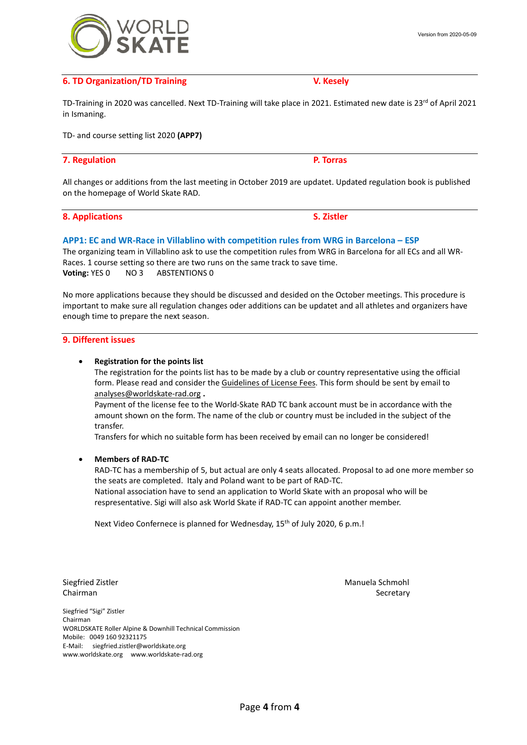## 6. TD Organization/TD Training — V. Kesely

TD-Training in 2020 was cancelled. Next TD-Training will take place in 2021. Estimated new date is 23rd of April 2021 in Ismaning.

TD- and course setting list 2020 **(APP7)**

## 7. Regulation — P. Torras

All changes or additions from the last meeting in October 2019 are updatet. Updated regulation book is published on the homepage of World Skate RAD.

## 8. Applications — S. Zistler

### APP1: EC and WR-Race in Villablino with competition rules from WRG in Barcelona – ESP

The organizing team in Villablino ask to use the competition rules from WRG in Barcelona for all ECs and all WR-Races. 1 course setting so there are two runs on the same track to save time.

**Voting:** YES 0 NO 3 ABSTENTIONS 0

No more applications because they should be discussed and desided on the October meetings. This procedure is important to make sure all regulation changes oder additions can be updatet and all athletes and organizers have enough time to prepare the next season.

## 9. Different issues

- **Registration for the points list**
  The registration for the points list has to be made by a club or country representative using the official form. Please read and consider the Guidelines of License Fees. This form should be sent by email to analyses@worldskate-rad.org **.**
  Payment of the license fee to the World-Skate RAD TC bank account must be in accordance with the amount shown on the form. The name of the club or country must be included in the subject of the transfer.
  Transfers for which no suitable form has been received by email can no longer be considered!

- **Members of RAD-TC**
  RAD-TC has a membership of 5, but actual are only 4 seats allocated. Proposal to ad one more member so the seats are completed. Italy and Poland want to be part of RAD-TC.
  National association have to send an application to World Skate with an proposal who will be respresentative. Sigi will also ask World Skate if RAD-TC can appoint another member.

  Next Video Confernece is planned for Wednesday, 15th of July 2020, 6 p.m.!

Siegfried Zistler
Chairman

Manuela Schmohl
Secretary

Siegfried "Sigi" Zistler
Chairman
WORLDSKATE Roller Alpine & Downhill Technical Commission
Mobile: 0049 160 92321175
E-Mail: siegfried.zistler@worldskate.org
www.worldskate.org www.worldskate-rad.org